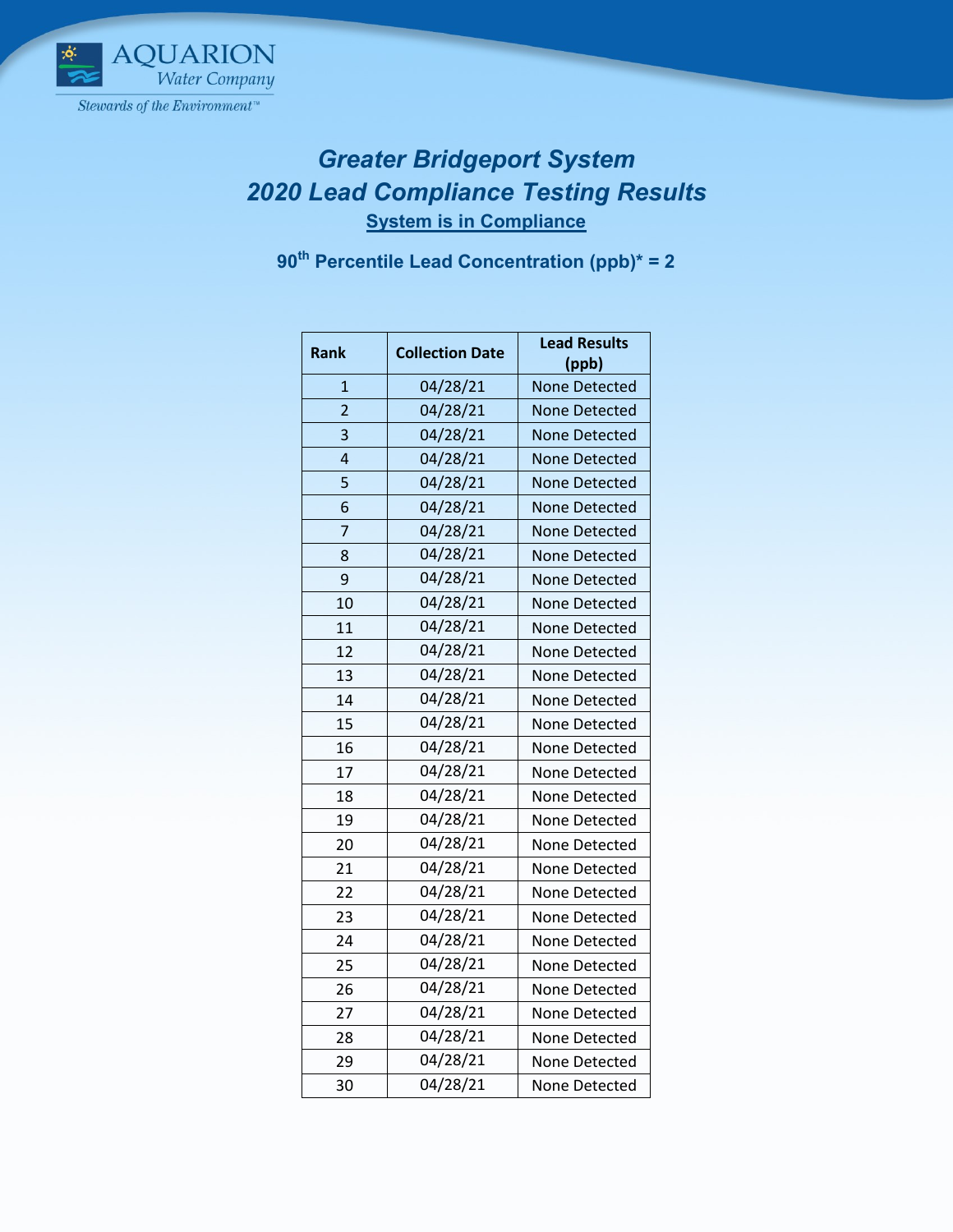AQUARION Water Company

Stewards of the Environment™

## *Greater Bridgeport System*
## *2020 Lead Compliance Testing Results*

**System is in Compliance**

**90th Percentile Lead Concentration (ppb)* = 2**

| Rank | Collection Date | Lead Results (ppb) |
|---|---|---|
| 1 | 04/28/21 | None Detected |
| 2 | 04/28/21 | None Detected |
| 3 | 04/28/21 | None Detected |
| 4 | 04/28/21 | None Detected |
| 5 | 04/28/21 | None Detected |
| 6 | 04/28/21 | None Detected |
| 7 | 04/28/21 | None Detected |
| 8 | 04/28/21 | None Detected |
| 9 | 04/28/21 | None Detected |
| 10 | 04/28/21 | None Detected |
| 11 | 04/28/21 | None Detected |
| 12 | 04/28/21 | None Detected |
| 13 | 04/28/21 | None Detected |
| 14 | 04/28/21 | None Detected |
| 15 | 04/28/21 | None Detected |
| 16 | 04/28/21 | None Detected |
| 17 | 04/28/21 | None Detected |
| 18 | 04/28/21 | None Detected |
| 19 | 04/28/21 | None Detected |
| 20 | 04/28/21 | None Detected |
| 21 | 04/28/21 | None Detected |
| 22 | 04/28/21 | None Detected |
| 23 | 04/28/21 | None Detected |
| 24 | 04/28/21 | None Detected |
| 25 | 04/28/21 | None Detected |
| 26 | 04/28/21 | None Detected |
| 27 | 04/28/21 | None Detected |
| 28 | 04/28/21 | None Detected |
| 29 | 04/28/21 | None Detected |
| 30 | 04/28/21 | None Detected |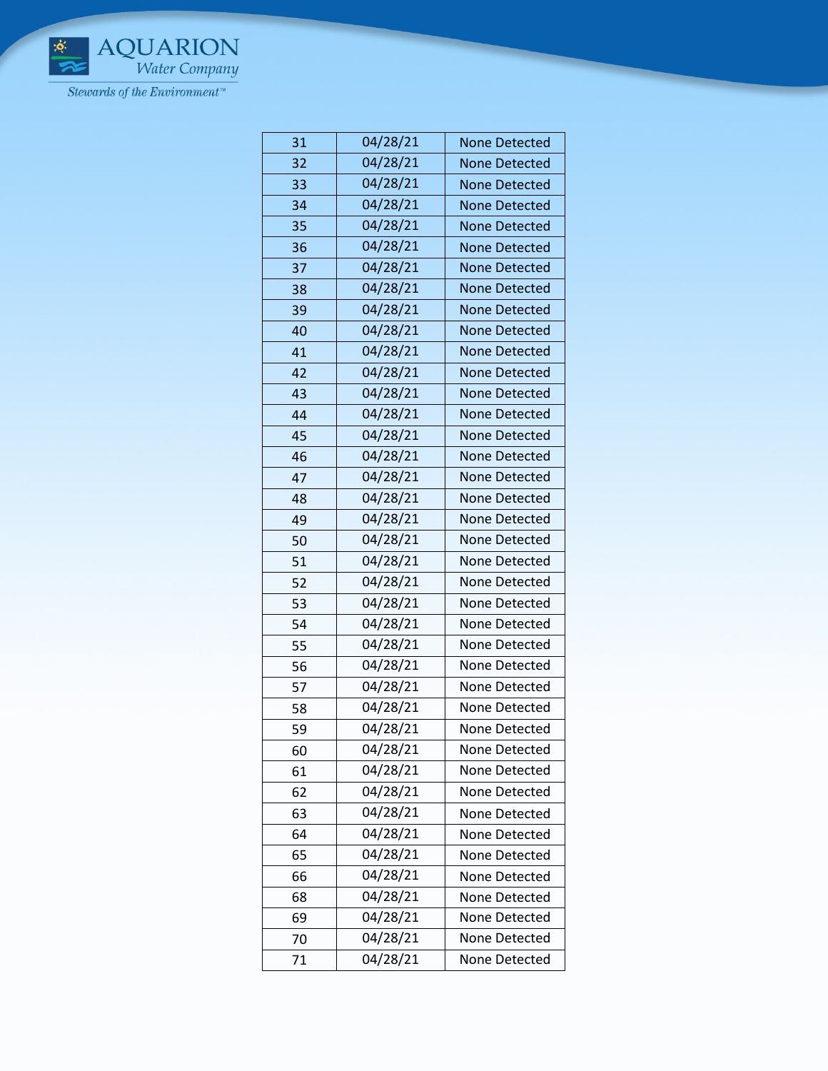| | | |
|---|---|---|
| 31 | 04/28/21 | None Detected |
| 32 | 04/28/21 | None Detected |
| 33 | 04/28/21 | None Detected |
| 34 | 04/28/21 | None Detected |
| 35 | 04/28/21 | None Detected |
| 36 | 04/28/21 | None Detected |
| 37 | 04/28/21 | None Detected |
| 38 | 04/28/21 | None Detected |
| 39 | 04/28/21 | None Detected |
| 40 | 04/28/21 | None Detected |
| 41 | 04/28/21 | None Detected |
| 42 | 04/28/21 | None Detected |
| 43 | 04/28/21 | None Detected |
| 44 | 04/28/21 | None Detected |
| 45 | 04/28/21 | None Detected |
| 46 | 04/28/21 | None Detected |
| 47 | 04/28/21 | None Detected |
| 48 | 04/28/21 | None Detected |
| 49 | 04/28/21 | None Detected |
| 50 | 04/28/21 | None Detected |
| 51 | 04/28/21 | None Detected |
| 52 | 04/28/21 | None Detected |
| 53 | 04/28/21 | None Detected |
| 54 | 04/28/21 | None Detected |
| 55 | 04/28/21 | None Detected |
| 56 | 04/28/21 | None Detected |
| 57 | 04/28/21 | None Detected |
| 58 | 04/28/21 | None Detected |
| 59 | 04/28/21 | None Detected |
| 60 | 04/28/21 | None Detected |
| 61 | 04/28/21 | None Detected |
| 62 | 04/28/21 | None Detected |
| 63 | 04/28/21 | None Detected |
| 64 | 04/28/21 | None Detected |
| 65 | 04/28/21 | None Detected |
| 66 | 04/28/21 | None Detected |
| 68 | 04/28/21 | None Detected |
| 69 | 04/28/21 | None Detected |
| 70 | 04/28/21 | None Detected |
| 71 | 04/28/21 | None Detected |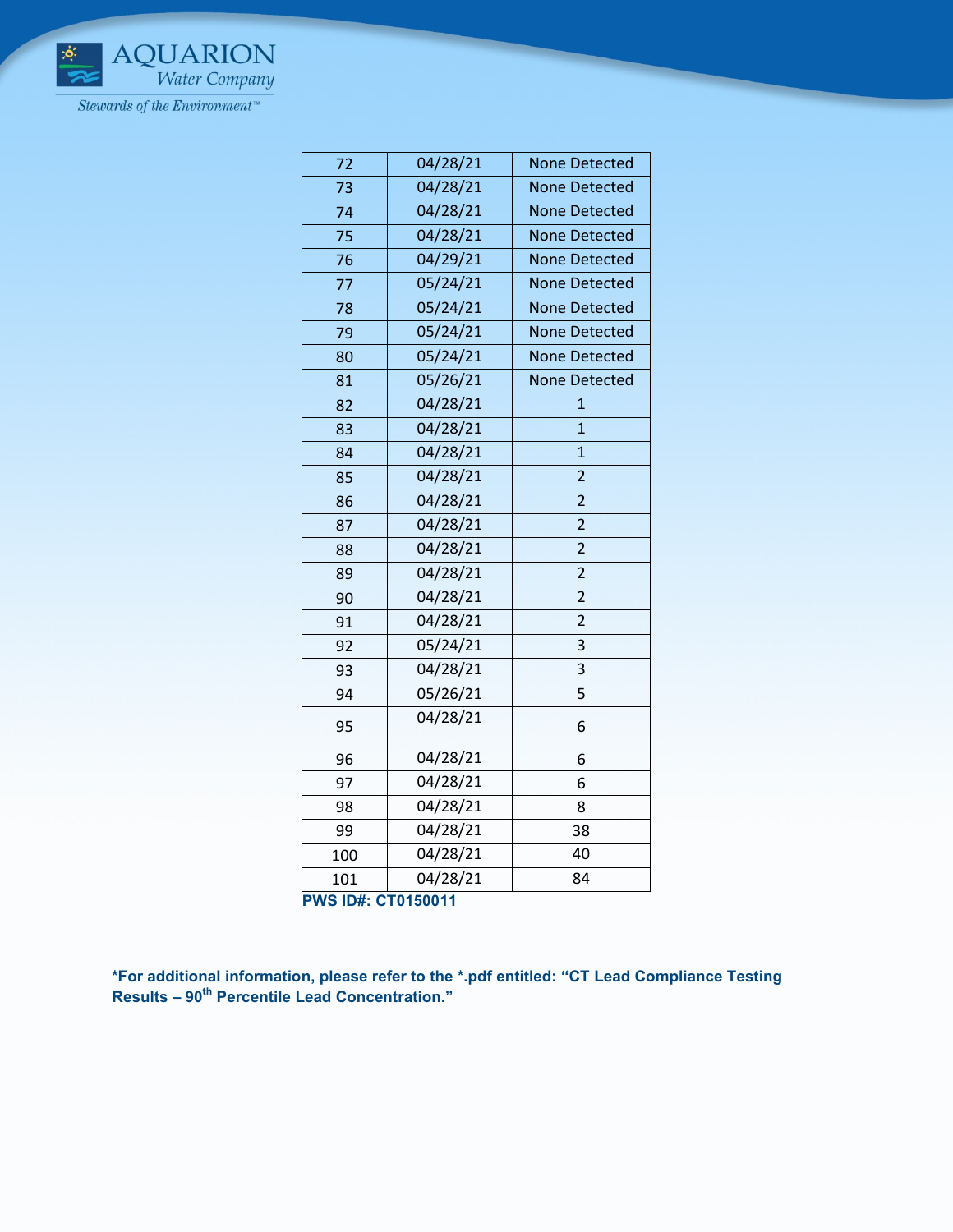| | | |
|---|---|---|
| 72 | 04/28/21 | None Detected |
| 73 | 04/28/21 | None Detected |
| 74 | 04/28/21 | None Detected |
| 75 | 04/28/21 | None Detected |
| 76 | 04/29/21 | None Detected |
| 77 | 05/24/21 | None Detected |
| 78 | 05/24/21 | None Detected |
| 79 | 05/24/21 | None Detected |
| 80 | 05/24/21 | None Detected |
| 81 | 05/26/21 | None Detected |
| 82 | 04/28/21 | 1 |
| 83 | 04/28/21 | 1 |
| 84 | 04/28/21 | 1 |
| 85 | 04/28/21 | 2 |
| 86 | 04/28/21 | 2 |
| 87 | 04/28/21 | 2 |
| 88 | 04/28/21 | 2 |
| 89 | 04/28/21 | 2 |
| 90 | 04/28/21 | 2 |
| 91 | 04/28/21 | 2 |
| 92 | 05/24/21 | 3 |
| 93 | 04/28/21 | 3 |
| 94 | 05/26/21 | 5 |
| 95 | 04/28/21 | 6 |
| 96 | 04/28/21 | 6 |
| 97 | 04/28/21 | 6 |
| 98 | 04/28/21 | 8 |
| 99 | 04/28/21 | 38 |
| 100 | 04/28/21 | 40 |
| 101 | 04/28/21 | 84 |

**PWS ID#: CT0150011**

**\*For additional information, please refer to the \*.pdf entitled: "CT Lead Compliance Testing Results – 90th Percentile Lead Concentration."**